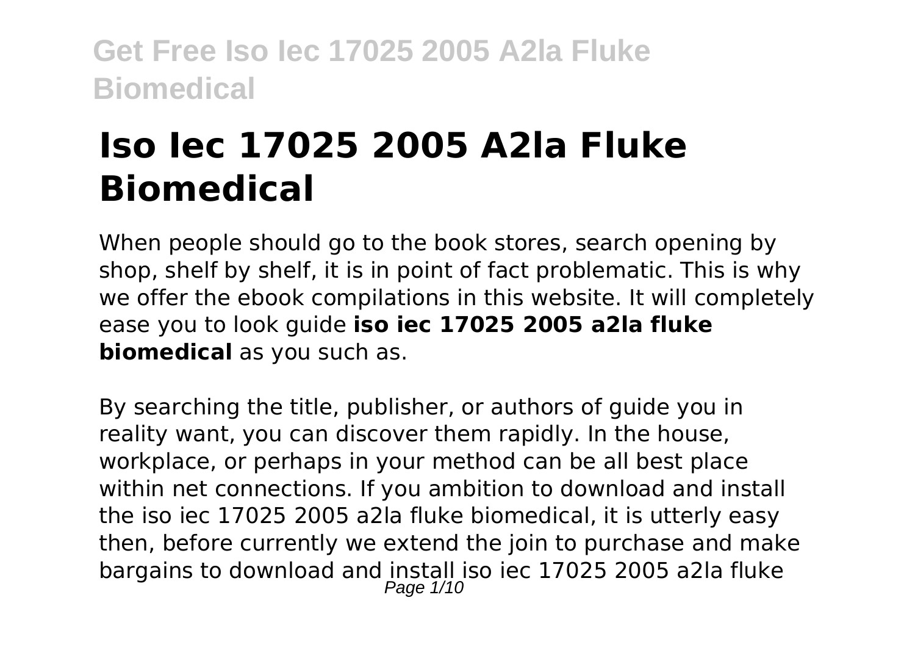# Iso Iec 17025 2005 A2la Fluke Biomedical

When people should go to the book stores, search opening by shop, shelf by shelf, it is in point of fact problematic. This is why we offer the ebook compilations in this website. It will completely ease you to look guide **iso iec 17025 2005 a2la fluke biomedical** as you such as.

By searching the title, publisher, or authors of guide you in reality want, you can discover them rapidly. In the house, workplace, or perhaps in your method can be all best place within net connections. If you ambition to download and install the iso iec 17025 2005 a2la fluke biomedical, it is utterly easy then, before currently we extend the join to purchase and make bargains to download and install iso iec 17025 2005 a2la fluke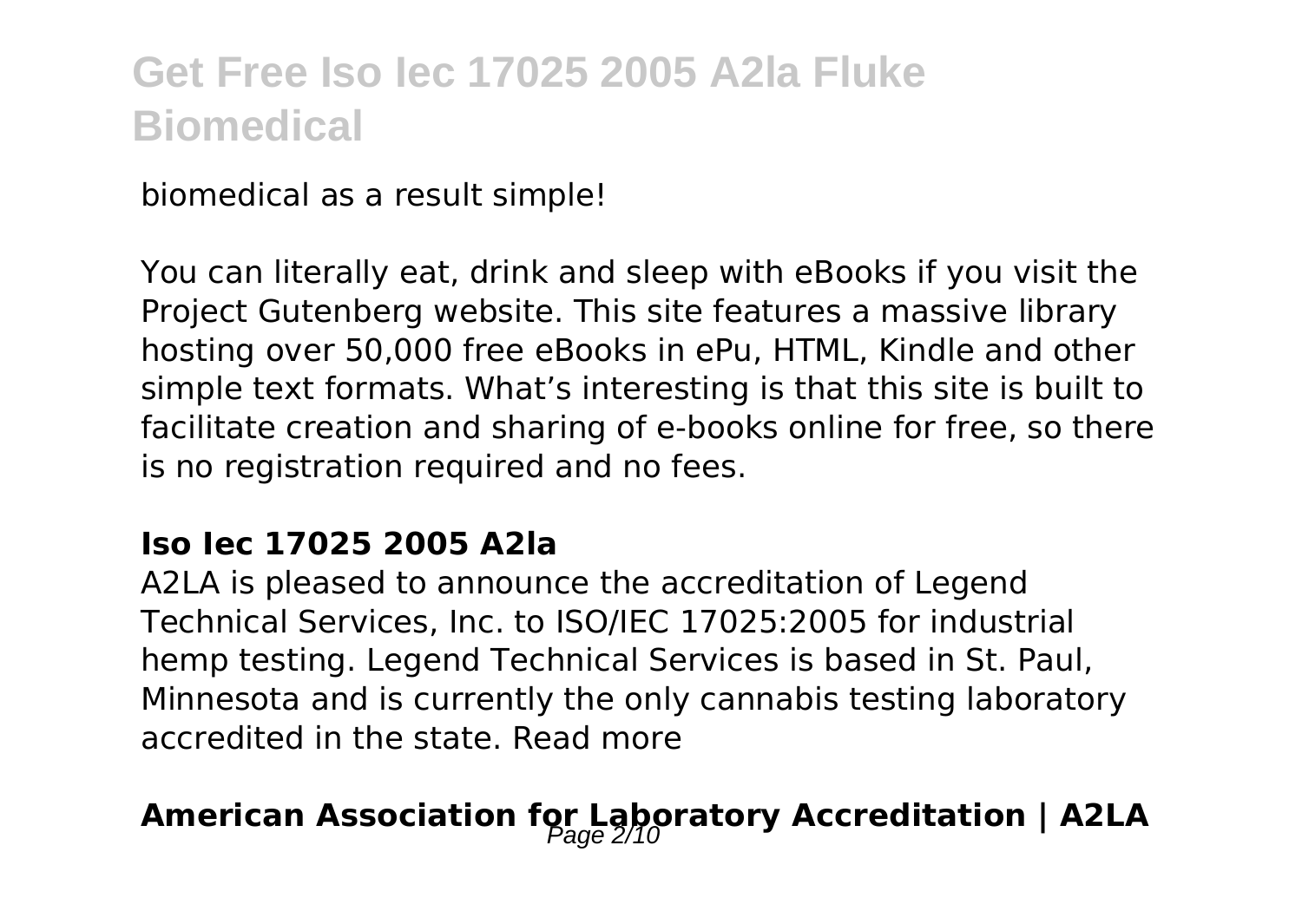biomedical as a result simple!

You can literally eat, drink and sleep with eBooks if you visit the Project Gutenberg website. This site features a massive library hosting over 50,000 free eBooks in ePu, HTML, Kindle and other simple text formats. What's interesting is that this site is built to facilitate creation and sharing of e-books online for free, so there is no registration required and no fees.

### Iso Iec 17025 2005 A2la

A2LA is pleased to announce the accreditation of Legend Technical Services, Inc. to ISO/IEC 17025:2005 for industrial hemp testing. Legend Technical Services is based in St. Paul, Minnesota and is currently the only cannabis testing laboratory accredited in the state. Read more

## American Association for Laboratory Accreditation | A2LA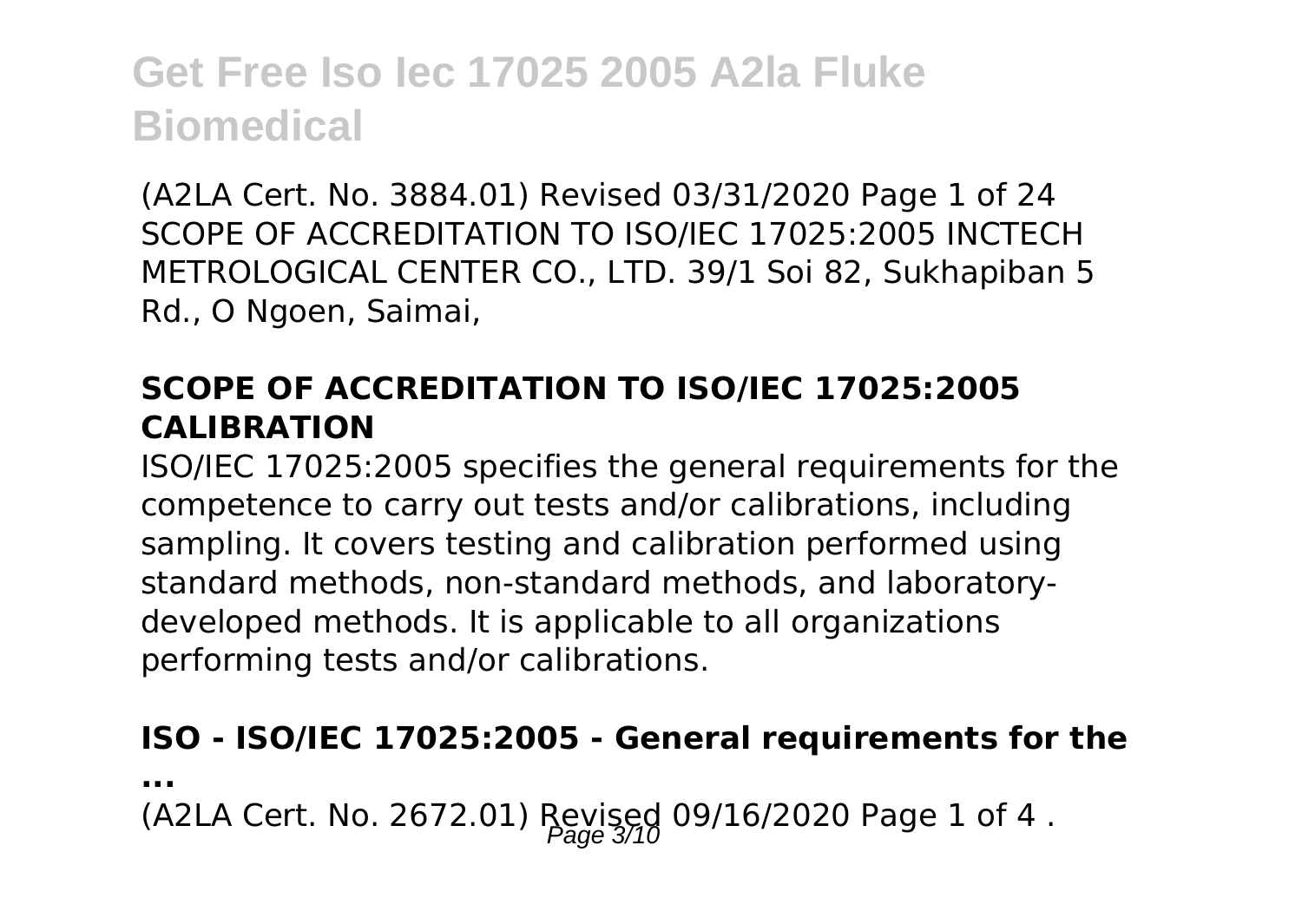(A2LA Cert. No. 3884.01) Revised 03/31/2020 Page 1 of 24 SCOPE OF ACCREDITATION TO ISO/IEC 17025:2005 INCTECH METROLOGICAL CENTER CO., LTD. 39/1 Soi 82, Sukhapiban 5 Rd., O Ngoen, Saimai,

### SCOPE OF ACCREDITATION TO ISO/IEC 17025:2005 CALIBRATION

ISO/IEC 17025:2005 specifies the general requirements for the competence to carry out tests and/or calibrations, including sampling. It covers testing and calibration performed using standard methods, non-standard methods, and laboratory-developed methods. It is applicable to all organizations performing tests and/or calibrations.

### ISO - ISO/IEC 17025:2005 - General requirements for the ...

(A2LA Cert. No. 2672.01) Revised 09/16/2020 Page 1 of 4 .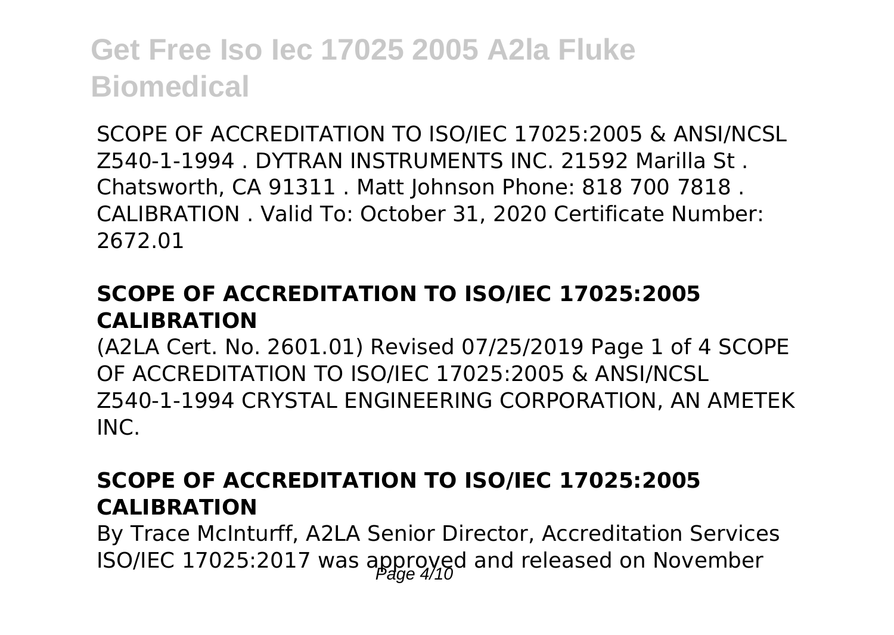SCOPE OF ACCREDITATION TO ISO/IEC 17025:2005 & ANSI/NCSL Z540-1-1994 . DYTRAN INSTRUMENTS INC. 21592 Marilla St . Chatsworth, CA 91311 . Matt Johnson Phone: 818 700 7818 . CALIBRATION . Valid To: October 31, 2020 Certificate Number: 2672.01

### SCOPE OF ACCREDITATION TO ISO/IEC 17025:2005 CALIBRATION

(A2LA Cert. No. 2601.01) Revised 07/25/2019 Page 1 of 4 SCOPE OF ACCREDITATION TO ISO/IEC 17025:2005 & ANSI/NCSL Z540-1-1994 CRYSTAL ENGINEERING CORPORATION, AN AMETEK INC.

### SCOPE OF ACCREDITATION TO ISO/IEC 17025:2005 CALIBRATION

By Trace McInturff, A2LA Senior Director, Accreditation Services ISO/IEC 17025:2017 was approved and released on November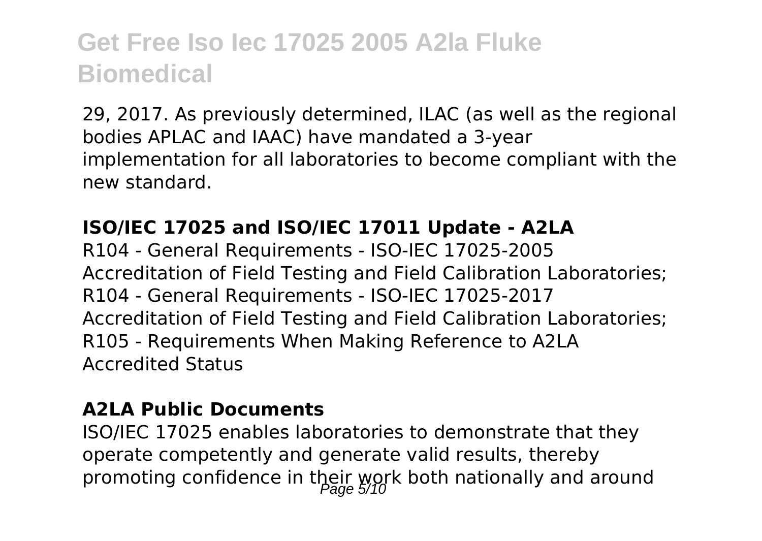29, 2017. As previously determined, ILAC (as well as the regional bodies APLAC and IAAC) have mandated a 3-year implementation for all laboratories to become compliant with the new standard.

### ISO/IEC 17025 and ISO/IEC 17011 Update - A2LA

R104 - General Requirements - ISO-IEC 17025-2005 Accreditation of Field Testing and Field Calibration Laboratories; R104 - General Requirements - ISO-IEC 17025-2017 Accreditation of Field Testing and Field Calibration Laboratories; R105 - Requirements When Making Reference to A2LA Accredited Status

### A2LA Public Documents

ISO/IEC 17025 enables laboratories to demonstrate that they operate competently and generate valid results, thereby promoting confidence in their work both nationally and around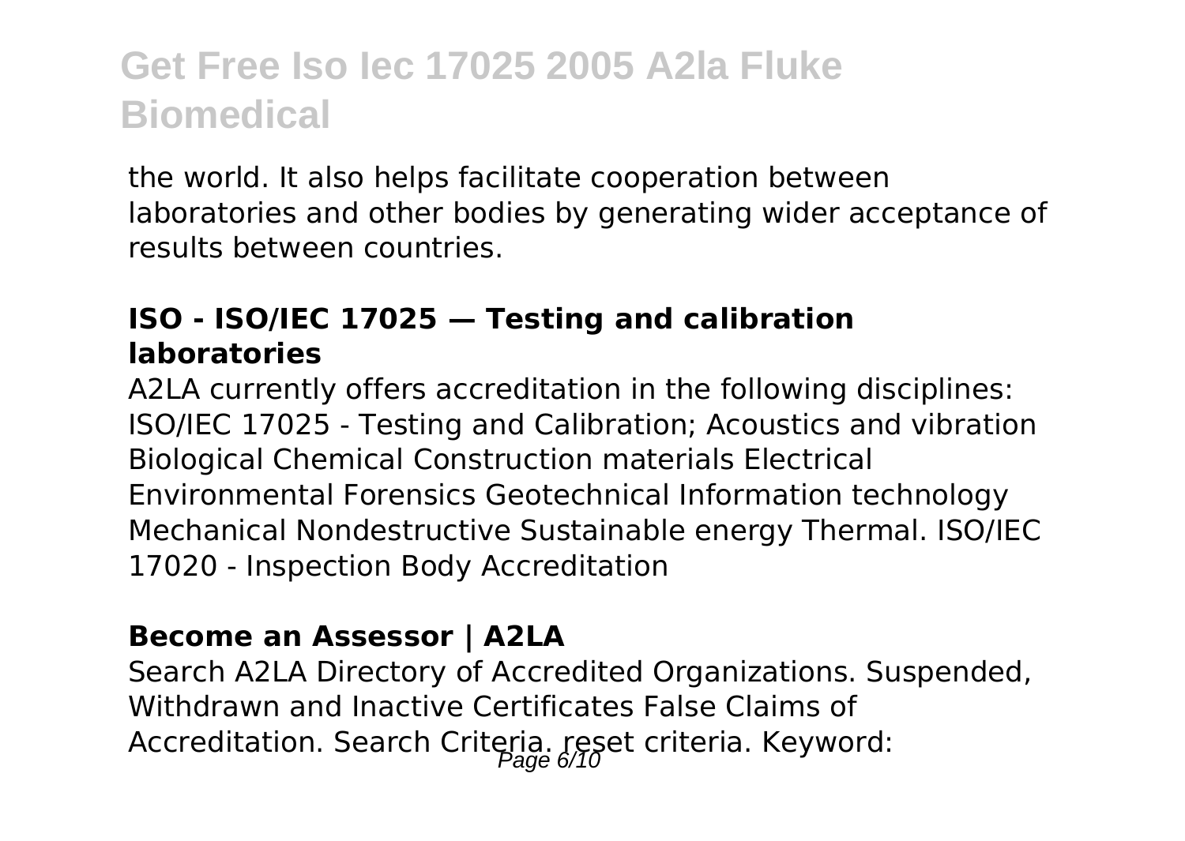the world. It also helps facilitate cooperation between laboratories and other bodies by generating wider acceptance of results between countries.

### ISO - ISO/IEC 17025 — Testing and calibration laboratories

A2LA currently offers accreditation in the following disciplines: ISO/IEC 17025 - Testing and Calibration; Acoustics and vibration Biological Chemical Construction materials Electrical Environmental Forensics Geotechnical Information technology Mechanical Nondestructive Sustainable energy Thermal. ISO/IEC 17020 - Inspection Body Accreditation

### Become an Assessor | A2LA

Search A2LA Directory of Accredited Organizations. Suspended, Withdrawn and Inactive Certificates False Claims of Accreditation. Search Criteria. reset criteria. Keyword: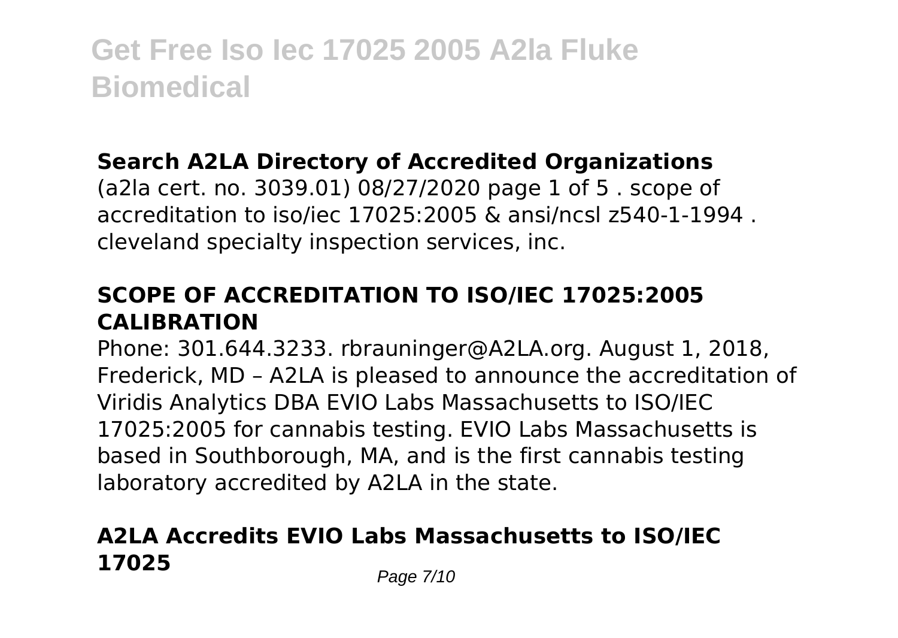### Search A2LA Directory of Accredited Organizations

(a2la cert. no. 3039.01) 08/27/2020 page 1 of 5 . scope of accreditation to iso/iec 17025:2005 & ansi/ncsl z540-1-1994 . cleveland specialty inspection services, inc.

### SCOPE OF ACCREDITATION TO ISO/IEC 17025:2005 CALIBRATION

Phone: 301.644.3233. rbrauninger@A2LA.org. August 1, 2018, Frederick, MD – A2LA is pleased to announce the accreditation of Viridis Analytics DBA EVIO Labs Massachusetts to ISO/IEC 17025:2005 for cannabis testing. EVIO Labs Massachusetts is based in Southborough, MA, and is the first cannabis testing laboratory accredited by A2LA in the state.

### A2LA Accredits EVIO Labs Massachusetts to ISO/IEC 17025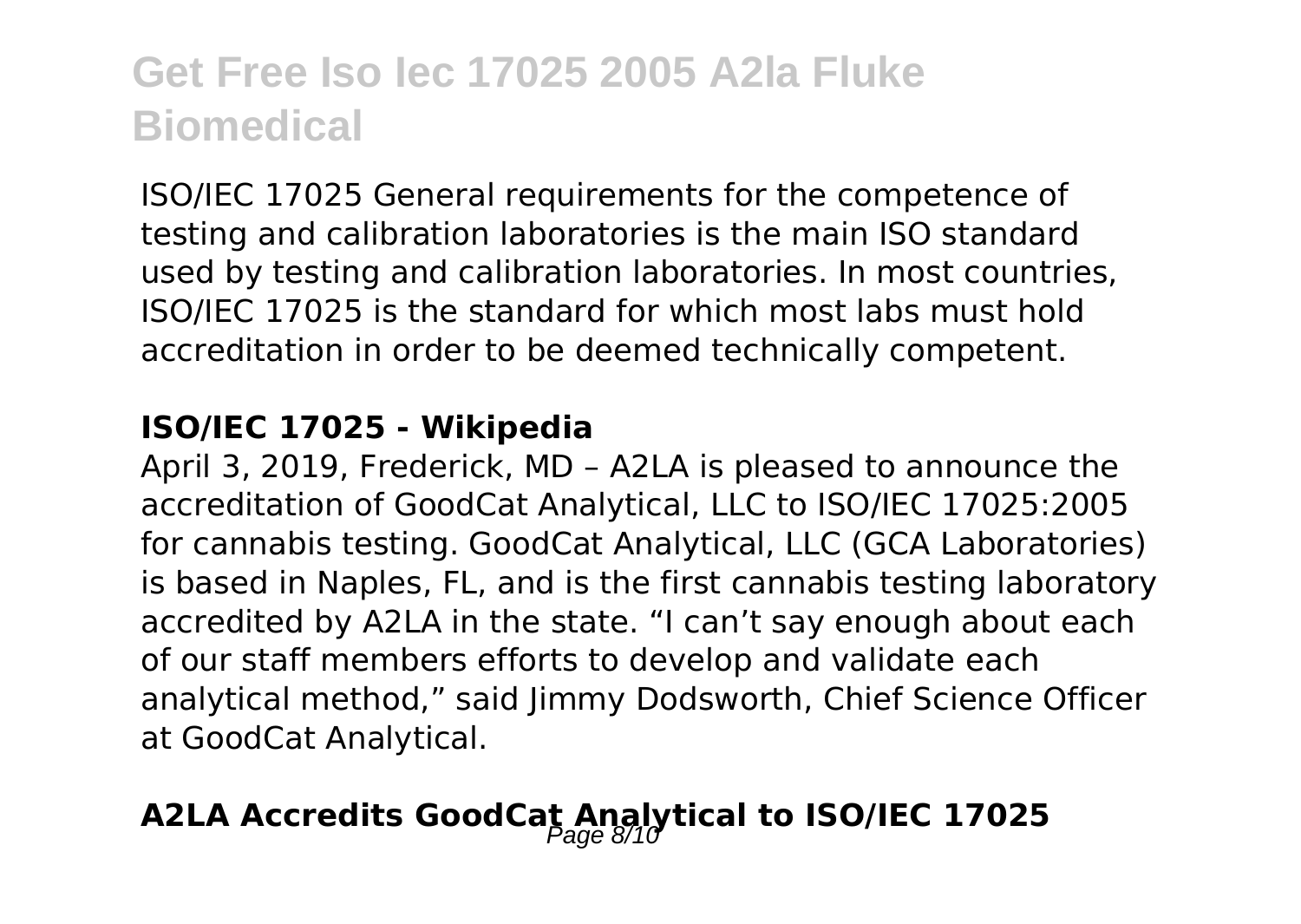ISO/IEC 17025 General requirements for the competence of testing and calibration laboratories is the main ISO standard used by testing and calibration laboratories. In most countries, ISO/IEC 17025 is the standard for which most labs must hold accreditation in order to be deemed technically competent.

**ISO/IEC 17025 - Wikipedia**

April 3, 2019, Frederick, MD – A2LA is pleased to announce the accreditation of GoodCat Analytical, LLC to ISO/IEC 17025:2005 for cannabis testing. GoodCat Analytical, LLC (GCA Laboratories) is based in Naples, FL, and is the first cannabis testing laboratory accredited by A2LA in the state. “I can’t say enough about each of our staff members efforts to develop and validate each analytical method,” said Jimmy Dodsworth, Chief Science Officer at GoodCat Analytical.

## A2LA Accredits GoodCat Analytical to ISO/IEC 17025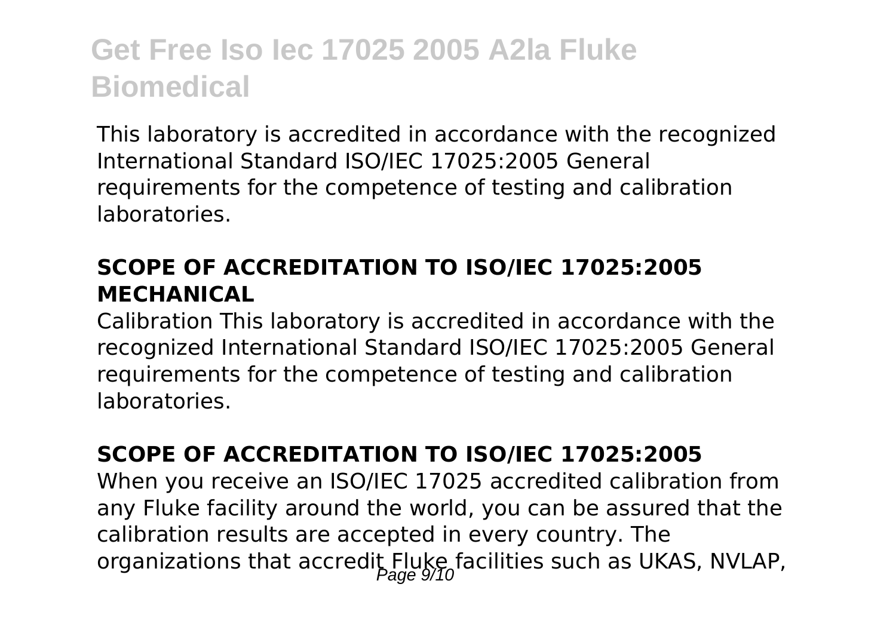This laboratory is accredited in accordance with the recognized International Standard ISO/IEC 17025:2005 General requirements for the competence of testing and calibration laboratories.

### SCOPE OF ACCREDITATION TO ISO/IEC 17025:2005 MECHANICAL

Calibration This laboratory is accredited in accordance with the recognized International Standard ISO/IEC 17025:2005 General requirements for the competence of testing and calibration laboratories.

### SCOPE OF ACCREDITATION TO ISO/IEC 17025:2005

When you receive an ISO/IEC 17025 accredited calibration from any Fluke facility around the world, you can be assured that the calibration results are accepted in every country. The organizations that accredit Fluke facilities such as UKAS, NVLAP,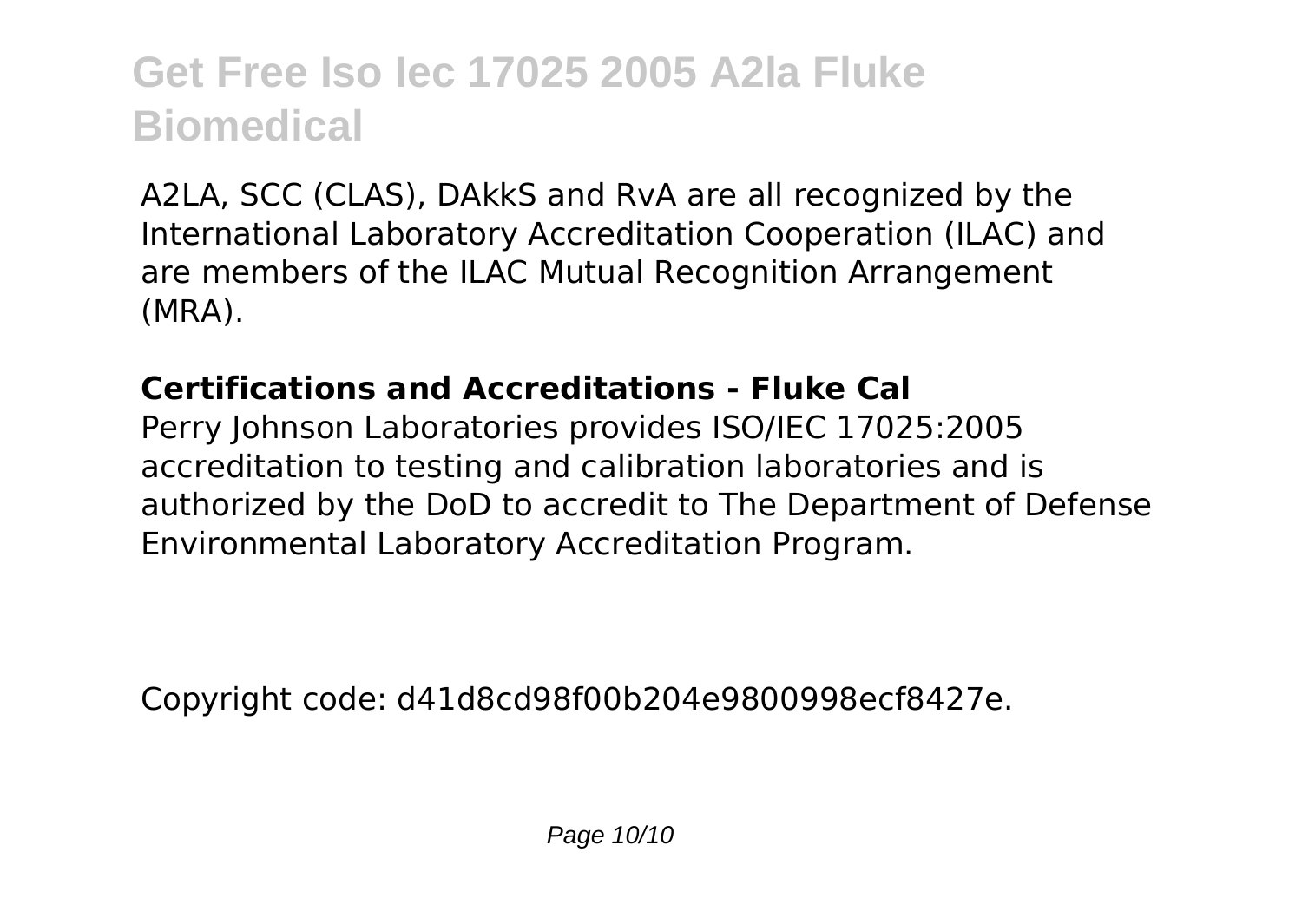A2LA, SCC (CLAS), DAkkS and RvA are all recognized by the International Laboratory Accreditation Cooperation (ILAC) and are members of the ILAC Mutual Recognition Arrangement (MRA).

**Certifications and Accreditations - Fluke Cal**

Perry Johnson Laboratories provides ISO/IEC 17025:2005 accreditation to testing and calibration laboratories and is authorized by the DoD to accredit to The Department of Defense Environmental Laboratory Accreditation Program.

Copyright code: d41d8cd98f00b204e9800998ecf8427e.